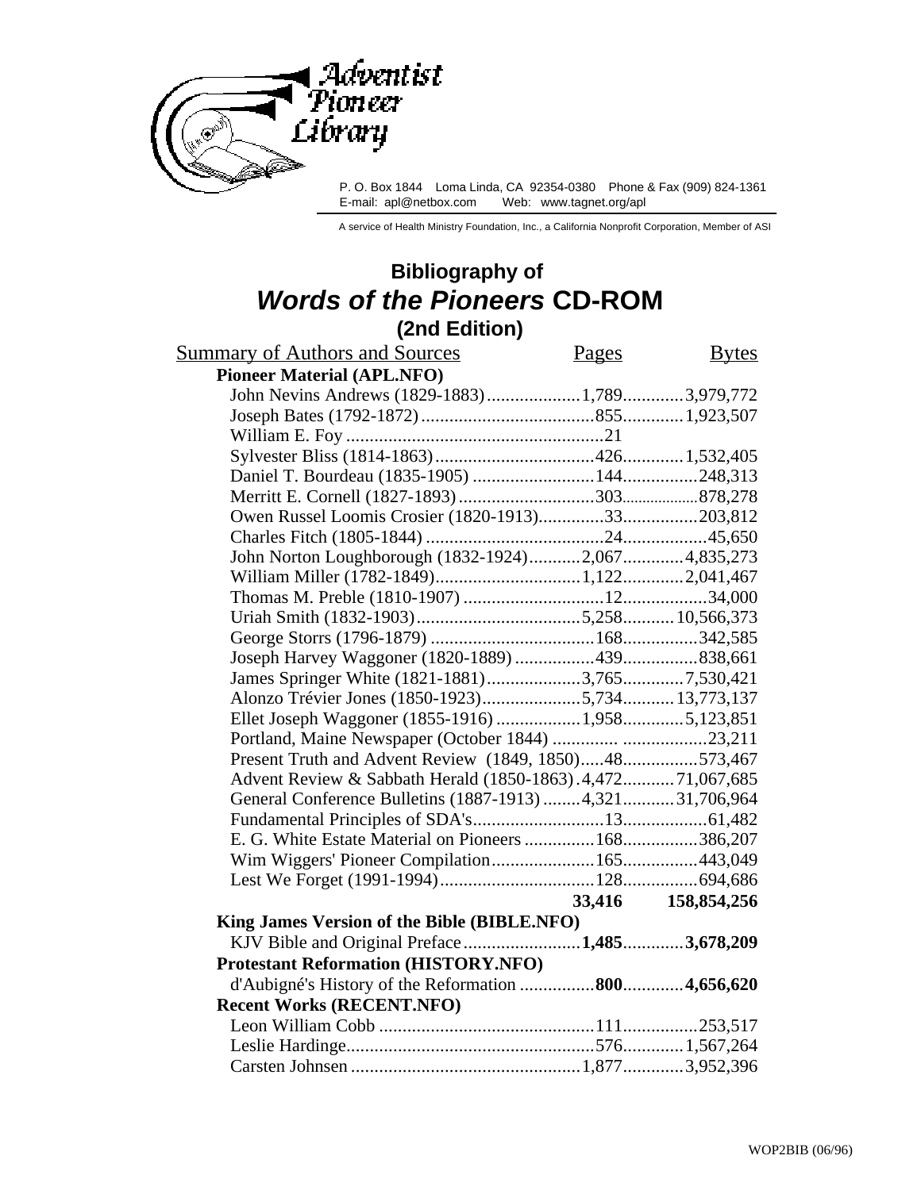Adventist Pioneer Library

P. O. Box 1844 Loma Linda, CA 92354-0380 Phone & Fax (909) 824-1361
E-mail: apl@netbox.com Web: www.tagnet.org/apl

A service of Health Ministry Foundation, Inc., a California Nonprofit Corporation, Member of ASI

# Bibliography of *Words of the Pioneers* CD-ROM

## (2nd Edition)

| Summary of Authors and Sources | Pages | Bytes |
|---|---|---|
| **Pioneer Material (APL.NFO)** | | |
| John Nevins Andrews (1829-1883) | 1,789 | 3,979,772 |
| Joseph Bates (1792-1872) | 855 | 1,923,507 |
| William E. Foy | 21 | |
| Sylvester Bliss (1814-1863) | 426 | 1,532,405 |
| Daniel T. Bourdeau (1835-1905) | 144 | 248,313 |
| Merritt E. Cornell (1827-1893) | 303 | 878,278 |
| Owen Russel Loomis Crosier (1820-1913) | 33 | 203,812 |
| Charles Fitch (1805-1844) | 24 | 45,650 |
| John Norton Loughborough (1832-1924) | 2,067 | 4,835,273 |
| William Miller (1782-1849) | 1,122 | 2,041,467 |
| Thomas M. Preble (1810-1907) | 12 | 34,000 |
| Uriah Smith (1832-1903) | 5,258 | 10,566,373 |
| George Storrs (1796-1879) | 168 | 342,585 |
| Joseph Harvey Waggoner (1820-1889) | 439 | 838,661 |
| James Springer White (1821-1881) | 3,765 | 7,530,421 |
| Alonzo Trévier Jones (1850-1923) | 5,734 | 13,773,137 |
| Ellet Joseph Waggoner (1855-1916) | 1,958 | 5,123,851 |
| Portland, Maine Newspaper (October 1844) | | 23,211 |
| Present Truth and Advent Review (1849, 1850) | 48 | 573,467 |
| Advent Review & Sabbath Herald (1850-1863) | 4,472 | 71,067,685 |
| General Conference Bulletins (1887-1913) | 4,321 | 31,706,964 |
| Fundamental Principles of SDA's | 13 | 61,482 |
| E. G. White Estate Material on Pioneers | 168 | 386,207 |
| Wim Wiggers' Pioneer Compilation | 165 | 443,049 |
| Lest We Forget (1991-1994) | 128 | 694,686 |
| | **33,416** | **158,854,256** |
| **King James Version of the Bible (BIBLE.NFO)** | | |
| KJV Bible and Original Preface | **1,485** | **3,678,209** |
| **Protestant Reformation (HISTORY.NFO)** | | |
| d'Aubigné's History of the Reformation | **800** | **4,656,620** |
| **Recent Works (RECENT.NFO)** | | |
| Leon William Cobb | 111 | 253,517 |
| Leslie Hardinge | 576 | 1,567,264 |
| Carsten Johnsen | 1,877 | 3,952,396 |

WOP2BIB (06/96)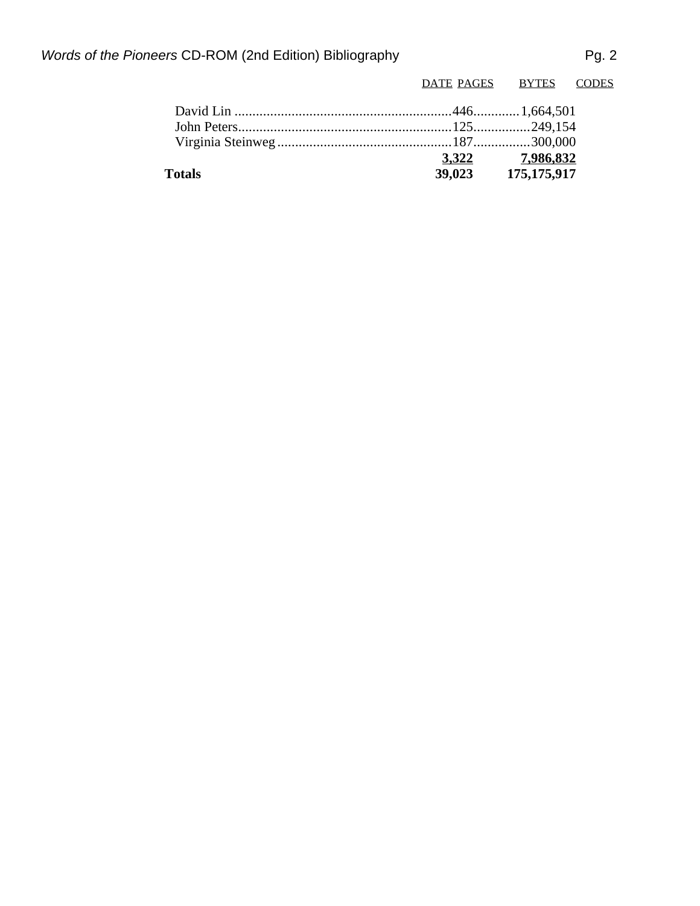| | DATE | PAGES | BYTES | CODES |
|---|---|---|---|---|
| David Lin | | 446 | 1,664,501 | |
| John Peters | | 125 | 249,154 | |
| Virginia Steinweg | | 187 | 300,000 | |
| | | **3,322** | **7,986,832** | |
| **Totals** | | **39,023** | **175,175,917** | |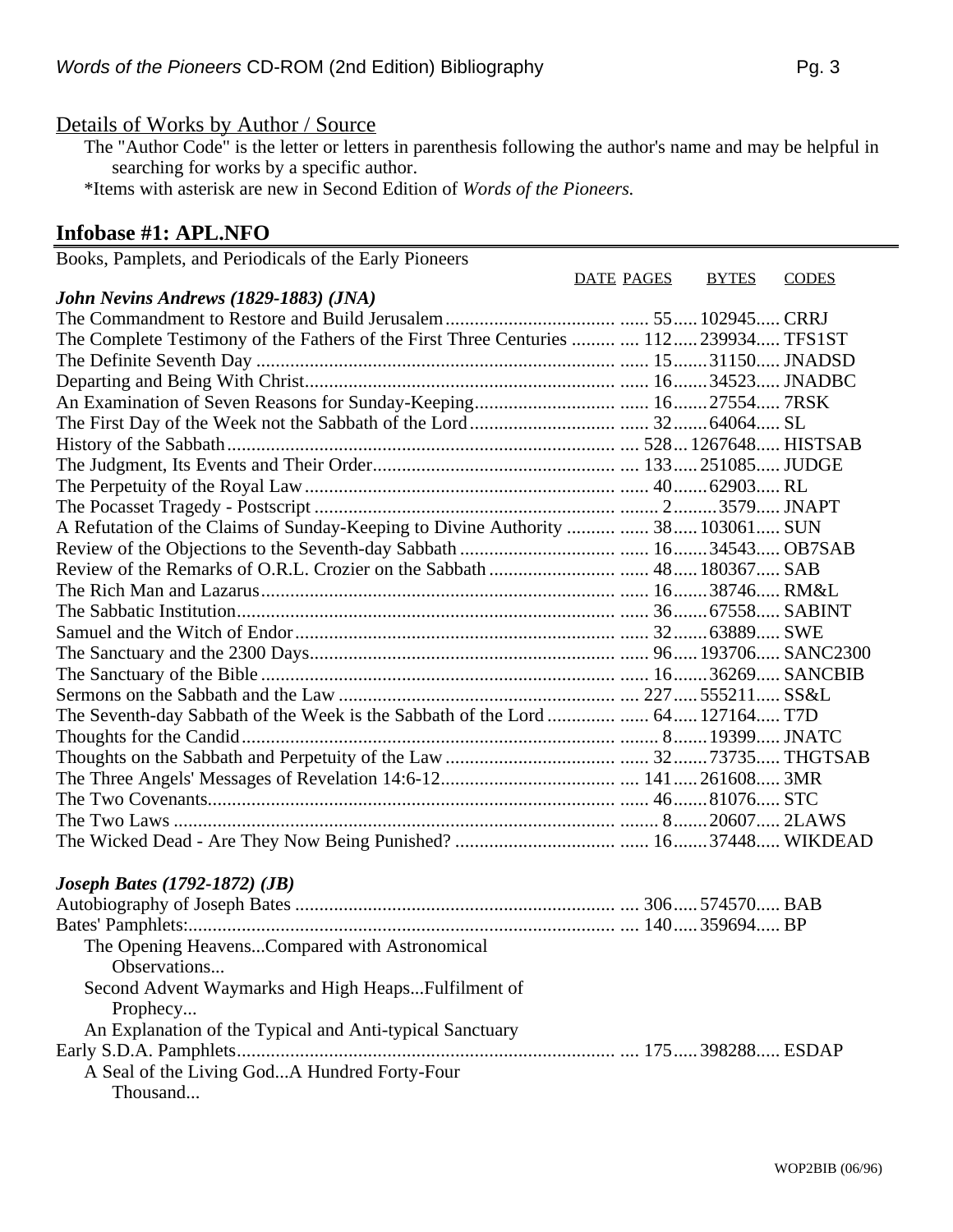## Details of Works by Author / Source

The "Author Code" is the letter or letters in parenthesis following the author's name and may be helpful in searching for works by a specific author.

*Items with asterisk are new in Second Edition of *Words of the Pioneers.*

## Infobase #1: APL.NFO

Books, Pamplets, and Periodicals of the Early Pioneers

| | DATE | PAGES | BYTES | CODES |
|---|---|---|---|---|
| ***John Nevins Andrews (1829-1883) (JNA)*** | | | | |
| The Commandment to Restore and Build Jerusalem | | 55 | 102945 | CRRJ |
| The Complete Testimony of the Fathers of the First Three Centuries | | 112 | 239934 | TFS1ST |
| The Definite Seventh Day | | 15 | 31150 | JNADSD |
| Departing and Being With Christ | | 16 | 34523 | JNADBC |
| An Examination of Seven Reasons for Sunday-Keeping | | 16 | 27554 | 7RSK |
| The First Day of the Week not the Sabbath of the Lord | | 32 | 64064 | SL |
| History of the Sabbath | | 528 | 1267648 | HISTSAB |
| The Judgment, Its Events and Their Order | | 133 | 251085 | JUDGE |
| The Perpetuity of the Royal Law | | 40 | 62903 | RL |
| The Pocasset Tragedy - Postscript | | 2 | 3579 | JNAPT |
| A Refutation of the Claims of Sunday-Keeping to Divine Authority | | 38 | 103061 | SUN |
| Review of the Objections to the Seventh-day Sabbath | | 16 | 34543 | OB7SAB |
| Review of the Remarks of O.R.L. Crozier on the Sabbath | | 48 | 180367 | SAB |
| The Rich Man and Lazarus | | 16 | 38746 | RM&L |
| The Sabbatic Institution | | 36 | 67558 | SABINT |
| Samuel and the Witch of Endor | | 32 | 63889 | SWE |
| The Sanctuary and the 2300 Days | | 96 | 193706 | SANC2300 |
| The Sanctuary of the Bible | | 16 | 36269 | SANCBIB |
| Sermons on the Sabbath and the Law | | 227 | 555211 | SS&L |
| The Seventh-day Sabbath of the Week is the Sabbath of the Lord | | 64 | 127164 | T7D |
| Thoughts for the Candid | | 8 | 19399 | JNATC |
| Thoughts on the Sabbath and Perpetuity of the Law | | 32 | 73735 | THGTSAB |
| The Three Angels' Messages of Revelation 14:6-12 | | 141 | 261608 | 3MR |
| The Two Covenants | | 46 | 81076 | STC |
| The Two Laws | | 8 | 20607 | 2LAWS |
| The Wicked Dead - Are They Now Being Punished? | | 16 | 37448 | WIKDEAD |
| ***Joseph Bates (1792-1872) (JB)*** | | | | |
| Autobiography of Joseph Bates | | 306 | 574570 | BAB |
| Bates' Pamphlets: | | 140 | 359694 | BP |
| The Opening Heavens...Compared with Astronomical Observations... | | | | |
| Second Advent Waymarks and High Heaps...Fulfilment of Prophecy... | | | | |
| An Explanation of the Typical and Anti-typical Sanctuary | | | | |
| Early S.D.A. Pamphlets | | 175 | 398288 | ESDAP |
| A Seal of the Living God...A Hundred Forty-Four Thousand... | | | | |

WOP2BIB (06/96)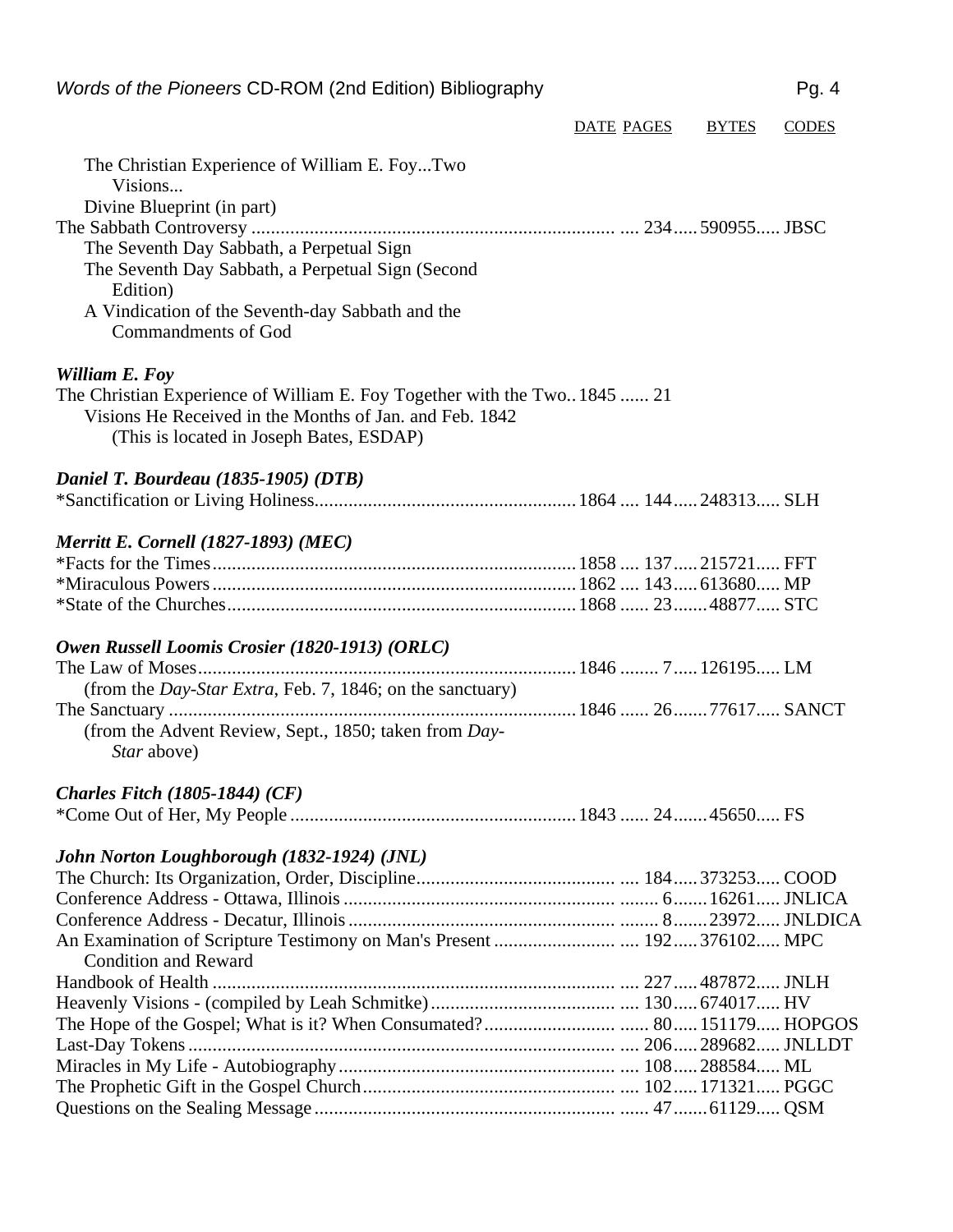| | DATE | PAGES | BYTES | CODES |
|---|---|---|---|---|
| The Christian Experience of William E. Foy...Two Visions... | | | | |
| Divine Blueprint (in part) | | | | |
| The Sabbath Controversy | | 234 | 590955 | JBSC |
| The Seventh Day Sabbath, a Perpetual Sign | | | | |
| The Seventh Day Sabbath, a Perpetual Sign (Second Edition) | | | | |
| A Vindication of the Seventh-day Sabbath and the Commandments of God | | | | |

***William E. Foy***

| | DATE | PAGES | BYTES | CODES |
|---|---|---|---|---|
| The Christian Experience of William E. Foy Together with the Two Visions He Received in the Months of Jan. and Feb. 1842 (This is located in Joseph Bates, ESDAP) | 1845 | 21 | | |

***Daniel T. Bourdeau (1835-1905) (DTB)***

| | DATE | PAGES | BYTES | CODES |
|---|---|---|---|---|
| *Sanctification or Living Holiness | 1864 | 144 | 248313 | SLH |

***Merritt E. Cornell (1827-1893) (MEC)***

| | DATE | PAGES | BYTES | CODES |
|---|---|---|---|---|
| *Facts for the Times | 1858 | 137 | 215721 | FFT |
| *Miraculous Powers | 1862 | 143 | 613680 | MP |
| *State of the Churches | 1868 | 23 | 48877 | STC |

***Owen Russell Loomis Crosier (1820-1913) (ORLC)***

| | DATE | PAGES | BYTES | CODES |
|---|---|---|---|---|
| The Law of Moses (from the *Day-Star Extra*, Feb. 7, 1846; on the sanctuary) | 1846 | 7 | 126195 | LM |
| The Sanctuary (from the Advent Review, Sept., 1850; taken from *Day-Star* above) | 1846 | 26 | 77617 | SANCT |

***Charles Fitch (1805-1844) (CF)***

| | DATE | PAGES | BYTES | CODES |
|---|---|---|---|---|
| *Come Out of Her, My People | 1843 | 24 | 45650 | FS |

***John Norton Loughborough (1832-1924) (JNL)***

| | DATE | PAGES | BYTES | CODES |
|---|---|---|---|---|
| The Church: Its Organization, Order, Discipline | | 184 | 373253 | COOD |
| Conference Address - Ottawa, Illinois | | 6 | 16261 | JNLICA |
| Conference Address - Decatur, Illinois | | 8 | 23972 | JNLDICA |
| An Examination of Scripture Testimony on Man's Present Condition and Reward | | 192 | 376102 | MPC |
| Handbook of Health | | 227 | 487872 | JNLH |
| Heavenly Visions - (compiled by Leah Schmitke) | | 130 | 674017 | HV |
| The Hope of the Gospel; What is it? When Consumated? | | 80 | 151179 | HOPGOS |
| Last-Day Tokens | | 206 | 289682 | JNLLDT |
| Miracles in My Life - Autobiography | | 108 | 288584 | ML |
| The Prophetic Gift in the Gospel Church | | 102 | 171321 | PGGC |
| Questions on the Sealing Message | | 47 | 61129 | QSM |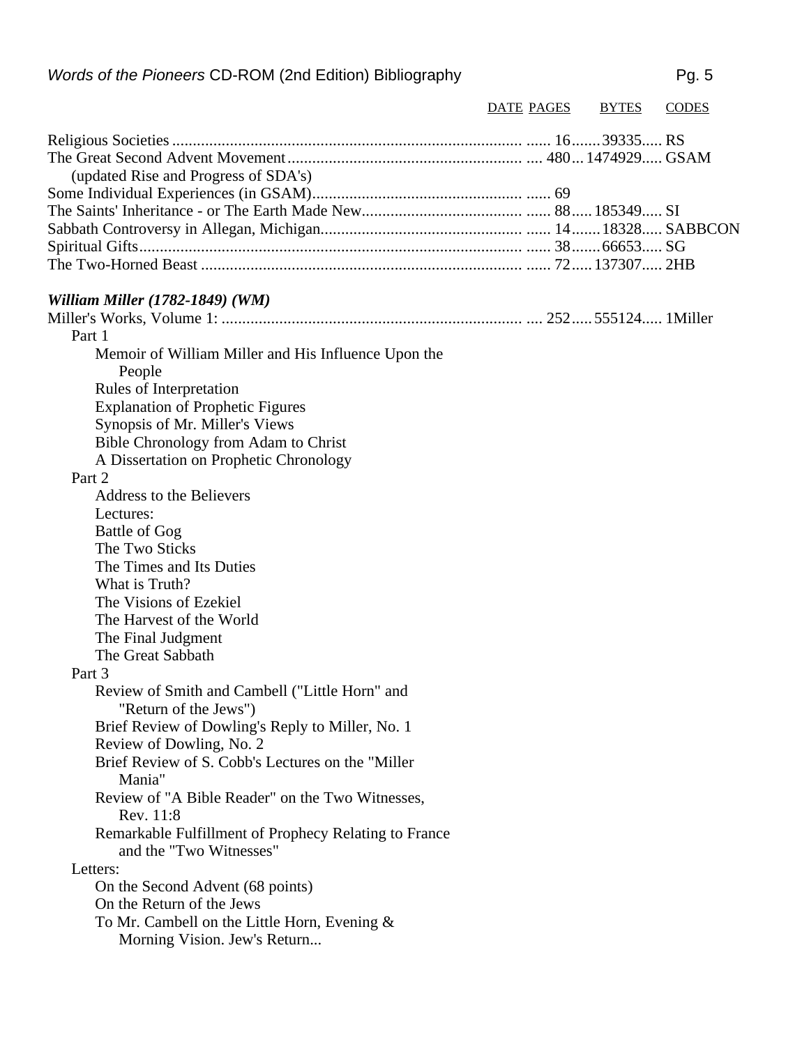| | DATE | PAGES | BYTES | CODES |
|---|---|---|---|---|
| Religious Societies | | 16 | 39335 | RS |
| The Great Second Advent Movement (updated Rise and Progress of SDA's) | | 480 | 1474929 | GSAM |
| Some Individual Experiences (in GSAM) | | 69 | | |
| The Saints' Inheritance - or The Earth Made New | | 88 | 185349 | SI |
| Sabbath Controversy in Allegan, Michigan | | 14 | 18328 | SABBCON |
| Spiritual Gifts | | 38 | 66653 | SG |
| The Two-Horned Beast | | 72 | 137307 | 2HB |

***William Miller (1782-1849) (WM)***

| | DATE | PAGES | BYTES | CODES |
|---|---|---|---|---|
| Miller's Works, Volume 1: | | 252 | 555124 | 1Miller |

- Part 1
  - Memoir of William Miller and His Influence Upon the People
  - Rules of Interpretation
  - Explanation of Prophetic Figures
  - Synopsis of Mr. Miller's Views
  - Bible Chronology from Adam to Christ
  - A Dissertation on Prophetic Chronology
- Part 2
  - Address to the Believers
  - Lectures:
  - Battle of Gog
  - The Two Sticks
  - The Times and Its Duties
  - What is Truth?
  - The Visions of Ezekiel
  - The Harvest of the World
  - The Final Judgment
  - The Great Sabbath
- Part 3
  - Review of Smith and Cambell ("Little Horn" and "Return of the Jews")
  - Brief Review of Dowling's Reply to Miller, No. 1
  - Review of Dowling, No. 2
  - Brief Review of S. Cobb's Lectures on the "Miller Mania"
  - Review of "A Bible Reader" on the Two Witnesses, Rev. 11:8
  - Remarkable Fulfillment of Prophecy Relating to France and the "Two Witnesses"
- Letters:
  - On the Second Advent (68 points)
  - On the Return of the Jews
  - To Mr. Cambell on the Little Horn, Evening & Morning Vision. Jew's Return...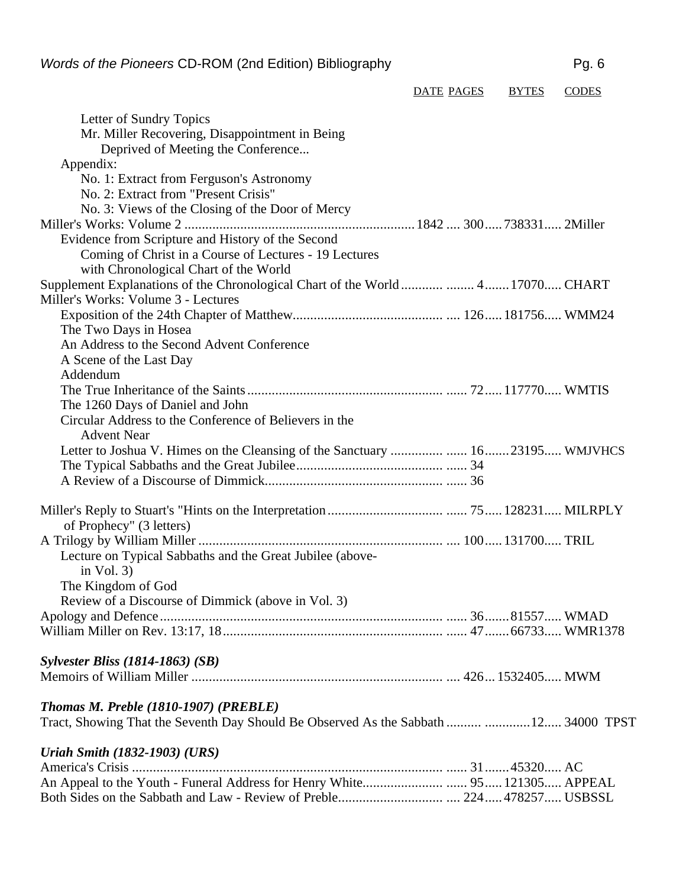| | DATE | PAGES | BYTES | CODES |
|---|---|---|---|---|
| Letter of Sundry Topics | | | | |
| Mr. Miller Recovering, Disappointment in Being Deprived of Meeting the Conference... | | | | |
| Appendix: | | | | |
| No. 1: Extract from Ferguson's Astronomy | | | | |
| No. 2: Extract from "Present Crisis" | | | | |
| No. 3: Views of the Closing of the Door of Mercy | | | | |
| Miller's Works: Volume 2 | 1842 | 300 | 738331 | 2Miller |
| Evidence from Scripture and History of the Second Coming of Christ in a Course of Lectures - 19 Lectures with Chronological Chart of the World | | | | |
| Supplement Explanations of the Chronological Chart of the World | | 4 | 17070 | CHART |
| Miller's Works: Volume 3 - Lectures | | | | |
| Exposition of the 24th Chapter of Matthew | | 126 | 181756 | WMM24 |
| The Two Days in Hosea | | | | |
| An Address to the Second Advent Conference | | | | |
| A Scene of the Last Day | | | | |
| Addendum | | | | |
| The True Inheritance of the Saints | | 72 | 117770 | WMTIS |
| The 1260 Days of Daniel and John | | | | |
| Circular Address to the Conference of Believers in the Advent Near | | | | |
| Letter to Joshua V. Himes on the Cleansing of the Sanctuary | | 16 | 23195 | WMJVHCS |
| The Typical Sabbaths and the Great Jubilee | | 34 | | |
| A Review of a Discourse of Dimmick | | 36 | | |
| Miller's Reply to Stuart's "Hints on the Interpretation of Prophecy" (3 letters) | | 75 | 128231 | MILRPLY |
| A Trilogy by William Miller | | 100 | 131700 | TRIL |
| Lecture on Typical Sabbaths and the Great Jubilee (above-in Vol. 3) | | | | |
| The Kingdom of God | | | | |
| Review of a Discourse of Dimmick (above in Vol. 3) | | | | |
| Apology and Defence | | 36 | 81557 | WMAD |
| William Miller on Rev. 13:17, 18 | | 47 | 66733 | WMR1378 |

***Sylvester Bliss (1814-1863) (SB)***

| | DATE | PAGES | BYTES | CODES |
|---|---|---|---|---|
| Memoirs of William Miller | | 426 | 1532405 | MWM |

***Thomas M. Preble (1810-1907) (PREBLE)***

| | DATE | PAGES | BYTES | CODES |
|---|---|---|---|---|
| Tract, Showing That the Seventh Day Should Be Observed As the Sabbath | | 12 | 34000 | TPST |

***Uriah Smith (1832-1903) (URS)***

| | DATE | PAGES | BYTES | CODES |
|---|---|---|---|---|
| America's Crisis | | 31 | 45320 | AC |
| An Appeal to the Youth - Funeral Address for Henry White | | 95 | 121305 | APPEAL |
| Both Sides on the Sabbath and Law - Review of Preble | | 224 | 478257 | USBSSL |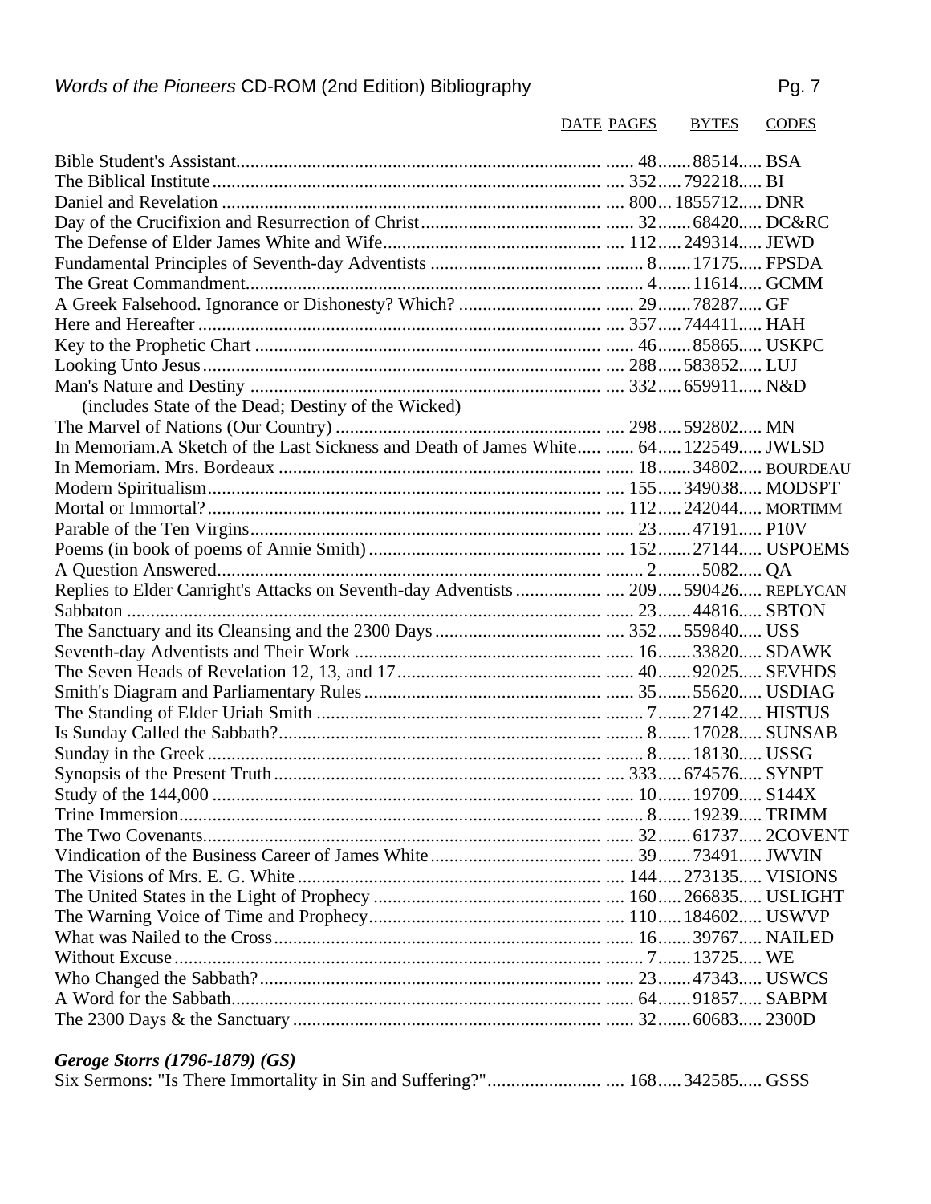| | DATE | PAGES | BYTES | CODES |
|---|---|---|---|---|
| Bible Student's Assistant | | 48 | 88514 | BSA |
| The Biblical Institute | | 352 | 792218 | BI |
| Daniel and Revelation | | 800 | 1855712 | DNR |
| Day of the Crucifixion and Resurrection of Christ | | 32 | 68420 | DC&RC |
| The Defense of Elder James White and Wife | | 112 | 249314 | JEWD |
| Fundamental Principles of Seventh-day Adventists | | 8 | 17175 | FPSDA |
| The Great Commandment | | 4 | 11614 | GCMM |
| A Greek Falsehood. Ignorance or Dishonesty? Which? | | 29 | 78287 | GF |
| Here and Hereafter | | 357 | 744411 | HAH |
| Key to the Prophetic Chart | | 46 | 85865 | USKPC |
| Looking Unto Jesus | | 288 | 583852 | LUJ |
| Man's Nature and Destiny (includes State of the Dead; Destiny of the Wicked) | | 332 | 659911 | N&D |
| The Marvel of Nations (Our Country) | | 298 | 592802 | MN |
| In Memoriam.A Sketch of the Last Sickness and Death of James White | | 64 | 122549 | JWLSD |
| In Memoriam. Mrs. Bordeaux | | 18 | 34802 | BOURDEAU |
| Modern Spiritualism | | 155 | 349038 | MODSPT |
| Mortal or Immortal? | | 112 | 242044 | MORTIMM |
| Parable of the Ten Virgins | | 23 | 47191 | P10V |
| Poems (in book of poems of Annie Smith) | | 152 | 27144 | USPOEMS |
| A Question Answered | | 2 | 5082 | QA |
| Replies to Elder Canright's Attacks on Seventh-day Adventists | | 209 | 590426 | REPLYCAN |
| Sabbaton | | 23 | 44816 | SBTON |
| The Sanctuary and its Cleansing and the 2300 Days | | 352 | 559840 | USS |
| Seventh-day Adventists and Their Work | | 16 | 33820 | SDAWK |
| The Seven Heads of Revelation 12, 13, and 17 | | 40 | 92025 | SEVHDS |
| Smith's Diagram and Parliamentary Rules | | 35 | 55620 | USDIAG |
| The Standing of Elder Uriah Smith | | 7 | 27142 | HISTUS |
| Is Sunday Called the Sabbath? | | 8 | 17028 | SUNSAB |
| Sunday in the Greek | | 8 | 18130 | USSG |
| Synopsis of the Present Truth | | 333 | 674576 | SYNPT |
| Study of the 144,000 | | 10 | 19709 | S144X |
| Trine Immersion | | 8 | 19239 | TRIMM |
| The Two Covenants | | 32 | 61737 | 2COVENT |
| Vindication of the Business Career of James White | | 39 | 73491 | JWVIN |
| The Visions of Mrs. E. G. White | | 144 | 273135 | VISIONS |
| The United States in the Light of Prophecy | | 160 | 266835 | USLIGHT |
| The Warning Voice of Time and Prophecy | | 110 | 184602 | USWVP |
| What was Nailed to the Cross | | 16 | 39767 | NAILED |
| Without Excuse | | 7 | 13725 | WE |
| Who Changed the Sabbath? | | 23 | 47343 | USWCS |
| A Word for the Sabbath | | 64 | 91857 | SABPM |
| The 2300 Days & the Sanctuary | | 32 | 60683 | 2300D |

### *Geroge Storrs (1796-1879) (GS)*

| | DATE | PAGES | BYTES | CODES |
|---|---|---|---|---|
| Six Sermons: "Is There Immortality in Sin and Suffering?" | | 168 | 342585 | GSSS |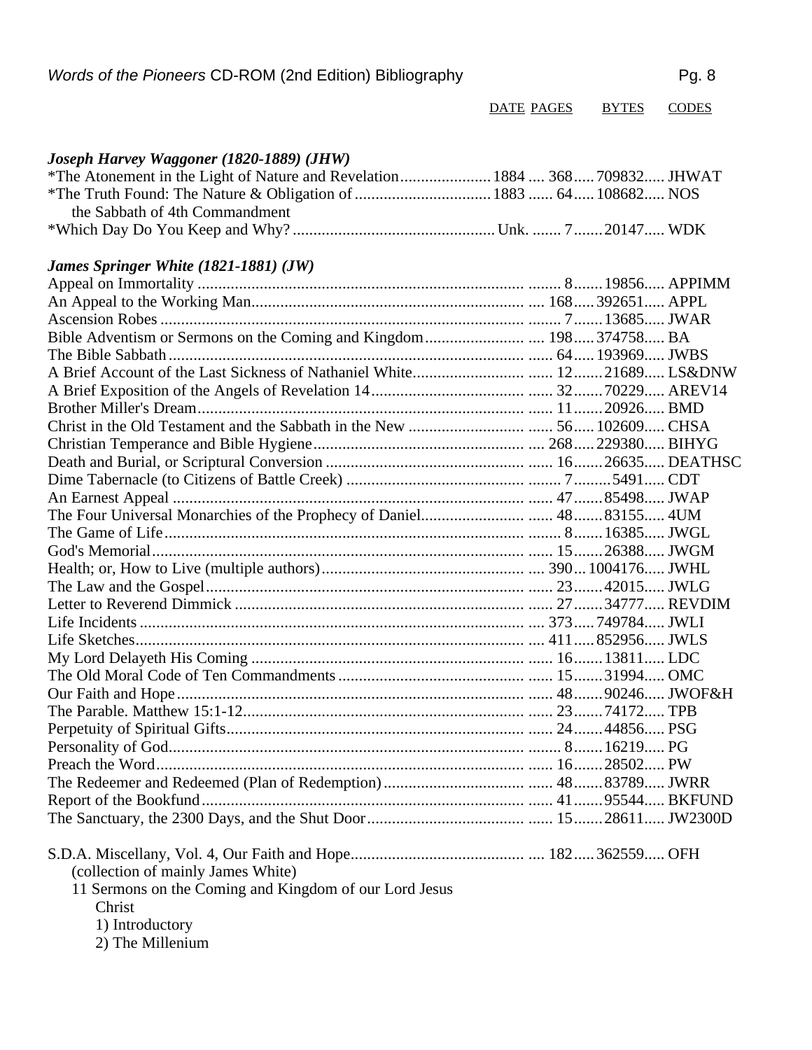| | DATE | PAGES | BYTES | CODES |
|---|---|---|---|---|
| ***Joseph Harvey Waggoner (1820-1889) (JHW)*** | | | | |
| *The Atonement in the Light of Nature and Revelation | 1884 | 368 | 709832 | JHWAT |
| *The Truth Found: The Nature & Obligation of the Sabbath of 4th Commandment | 1883 | 64 | 108682 | NOS |
| *Which Day Do You Keep and Why? | Unk. | 7 | 20147 | WDK |
| ***James Springer White (1821-1881) (JW)*** | | | | |
| Appeal on Immortality | | 8 | 19856 | APPIMM |
| An Appeal to the Working Man | | 168 | 392651 | APPL |
| Ascension Robes | | 7 | 13685 | JWAR |
| Bible Adventism or Sermons on the Coming and Kingdom | | 198 | 374758 | BA |
| The Bible Sabbath | | 64 | 193969 | JWBS |
| A Brief Account of the Last Sickness of Nathaniel White | | 12 | 21689 | LS&DNW |
| A Brief Exposition of the Angels of Revelation 14 | | 32 | 70229 | AREV14 |
| Brother Miller's Dream | | 11 | 20926 | BMD |
| Christ in the Old Testament and the Sabbath in the New | | 56 | 102609 | CHSA |
| Christian Temperance and Bible Hygiene | | 268 | 229380 | BIHYG |
| Death and Burial, or Scriptural Conversion | | 16 | 26635 | DEATHSC |
| Dime Tabernacle (to Citizens of Battle Creek) | | 7 | 5491 | CDT |
| An Earnest Appeal | | 47 | 85498 | JWAP |
| The Four Universal Monarchies of the Prophecy of Daniel | | 48 | 83155 | 4UM |
| The Game of Life | | 8 | 16385 | JWGL |
| God's Memorial | | 15 | 26388 | JWGM |
| Health; or, How to Live (multiple authors) | | 390 | 1004176 | JWHL |
| The Law and the Gospel | | 23 | 42015 | JWLG |
| Letter to Reverend Dimmick | | 27 | 34777 | REVDIM |
| Life Incidents | | 373 | 749784 | JWLI |
| Life Sketches | | 411 | 852956 | JWLS |
| My Lord Delayeth His Coming | | 16 | 13811 | LDC |
| The Old Moral Code of Ten Commandments | | 15 | 31994 | OMC |
| Our Faith and Hope | | 48 | 90246 | JWOF&H |
| The Parable. Matthew 15:1-12 | | 23 | 74172 | TPB |
| Perpetuity of Spiritual Gifts | | 24 | 44856 | PSG |
| Personality of God | | 8 | 16219 | PG |
| Preach the Word | | 16 | 28502 | PW |
| The Redeemer and Redeemed (Plan of Redemption) | | 48 | 83789 | JWRR |
| Report of the Bookfund | | 41 | 95544 | BKFUND |
| The Sanctuary, the 2300 Days, and the Shut Door | | 15 | 28611 | JW2300D |
| S.D.A. Miscellany, Vol. 4, Our Faith and Hope | | 182 | 362559 | OFH |

(collection of mainly James White)

11 Sermons on the Coming and Kingdom of our Lord Jesus Christ

1) Introductory

2) The Millenium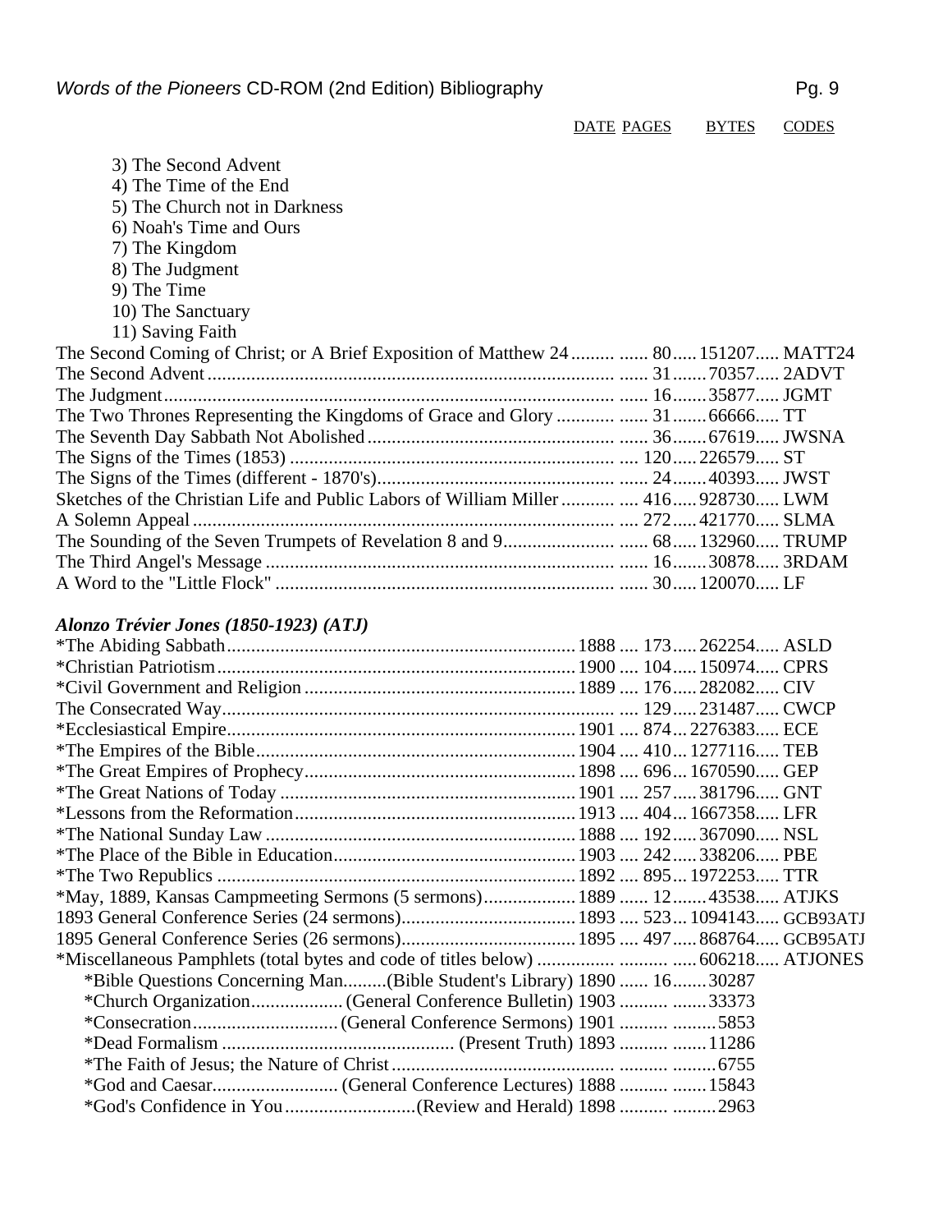| | DATE | PAGES | BYTES | CODES |
|---|---|---|---|---|
| 3) The Second Advent | | | | |
| 4) The Time of the End | | | | |
| 5) The Church not in Darkness | | | | |
| 6) Noah's Time and Ours | | | | |
| 7) The Kingdom | | | | |
| 8) The Judgment | | | | |
| 9) The Time | | | | |
| 10) The Sanctuary | | | | |
| 11) Saving Faith | | | | |
| The Second Coming of Christ; or A Brief Exposition of Matthew 24 | | 80 | 151207 | MATT24 |
| The Second Advent | | 31 | 70357 | 2ADVT |
| The Judgment | | 16 | 35877 | JGMT |
| The Two Thrones Representing the Kingdoms of Grace and Glory | | 31 | 66666 | TT |
| The Seventh Day Sabbath Not Abolished | | 36 | 67619 | JWSNA |
| The Signs of the Times (1853) | | 120 | 226579 | ST |
| The Signs of the Times (different - 1870's) | | 24 | 40393 | JWST |
| Sketches of the Christian Life and Public Labors of William Miller | | 416 | 928730 | LWM |
| A Solemn Appeal | | 272 | 421770 | SLMA |
| The Sounding of the Seven Trumpets of Revelation 8 and 9 | | 68 | 132960 | TRUMP |
| The Third Angel's Message | | 16 | 30878 | 3RDAM |
| A Word to the "Little Flock" | | 30 | 120070 | LF |

***Alonzo Trévier Jones (1850-1923) (ATJ)***

| | DATE | PAGES | BYTES | CODES |
|---|---|---|---|---|
| *The Abiding Sabbath | 1888 | 173 | 262254 | ASLD |
| *Christian Patriotism | 1900 | 104 | 150974 | CPRS |
| *Civil Government and Religion | 1889 | 176 | 282082 | CIV |
| The Consecrated Way | | 129 | 231487 | CWCP |
| *Ecclesiastical Empire | 1901 | 874 | 2276383 | ECE |
| *The Empires of the Bible | 1904 | 410 | 1277116 | TEB |
| *The Great Empires of Prophecy | 1898 | 696 | 1670590 | GEP |
| *The Great Nations of Today | 1901 | 257 | 381796 | GNT |
| *Lessons from the Reformation | 1913 | 404 | 1667358 | LFR |
| *The National Sunday Law | 1888 | 192 | 367090 | NSL |
| *The Place of the Bible in Education | 1903 | 242 | 338206 | PBE |
| *The Two Republics | 1892 | 895 | 1972253 | TTR |
| *May, 1889, Kansas Campmeeting Sermons (5 sermons) | 1889 | 12 | 43538 | ATJKS |
| 1893 General Conference Series (24 sermons) | 1893 | 523 | 1094143 | GCB93ATJ |
| 1895 General Conference Series (26 sermons) | 1895 | 497 | 868764 | GCB95ATJ |
| *Miscellaneous Pamphlets (total bytes and code of titles below) | | | 606218 | ATJONES |
| *Bible Questions Concerning Man (Bible Student's Library) | 1890 | 16 | 30287 | |
| *Church Organization (General Conference Bulletin) | 1903 | | 33373 | |
| *Consecration (General Conference Sermons) | 1901 | | 5853 | |
| *Dead Formalism (Present Truth) | 1893 | | 11286 | |
| *The Faith of Jesus; the Nature of Christ | | | 6755 | |
| *God and Caesar (General Conference Lectures) | 1888 | | 15843 | |
| *God's Confidence in You (Review and Herald) | 1898 | | 2963 | |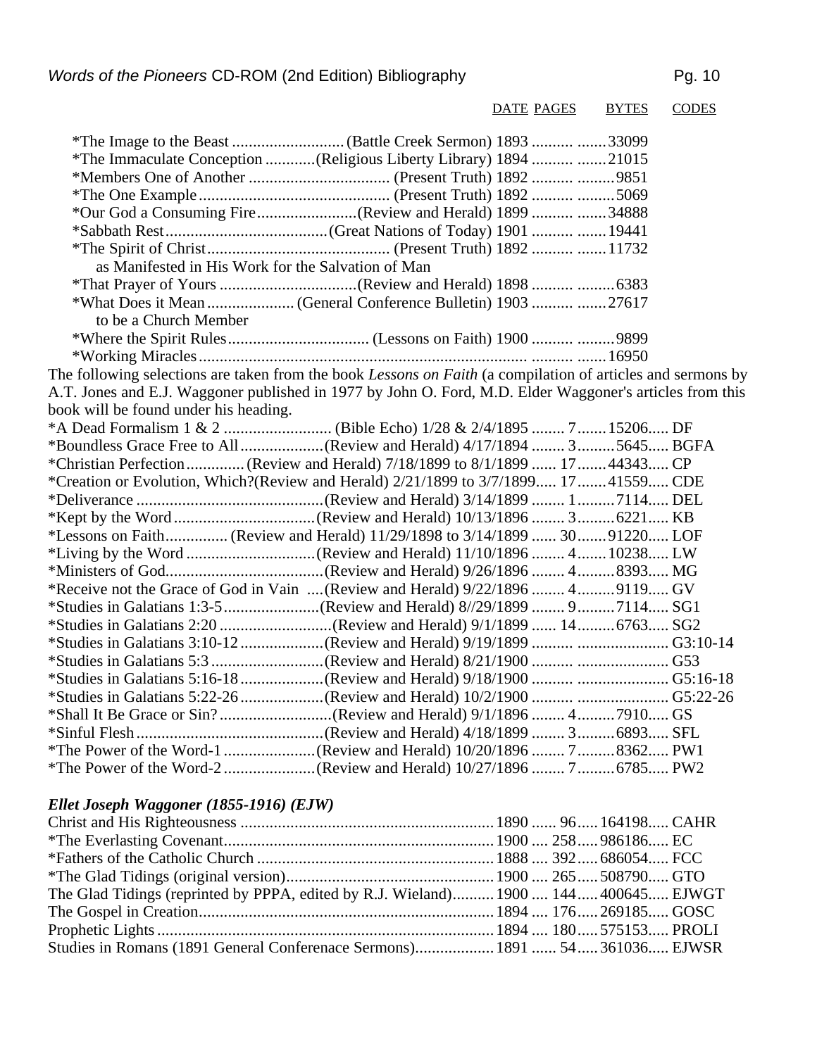| Title | Source | DATE | PAGES | BYTES | CODES |
|---|---|---|---|---|---|
| *The Image to the Beast | (Battle Creek Sermon) | 1893 | | 33099 | |
| *The Immaculate Conception | (Religious Liberty Library) | 1894 | | 21015 | |
| *Members One of Another | (Present Truth) | 1892 | | 9851 | |
| *The One Example | (Present Truth) | 1892 | | 5069 | |
| *Our God a Consuming Fire | (Review and Herald) | 1899 | | 34888 | |
| *Sabbath Rest | (Great Nations of Today) | 1901 | | 19441 | |
| *The Spirit of Christ as Manifested in His Work for the Salvation of Man | (Present Truth) | 1892 | | 11732 | |
| *That Prayer of Yours | (Review and Herald) | 1898 | | 6383 | |
| *What Does it Mean to be a Church Member | (General Conference Bulletin) | 1903 | | 27617 | |
| *Where the Spirit Rules | (Lessons on Faith) | 1900 | | 9899 | |
| *Working Miracles | | | | 16950 | |

The following selections are taken from the book *Lessons on Faith* (a compilation of articles and sermons by A.T. Jones and E.J. Waggoner published in 1977 by John O. Ford, M.D. Elder Waggoner's articles from this book will be found under his heading.

| Title | Source | DATE | PAGES | BYTES | CODES |
|---|---|---|---|---|---|
| *A Dead Formalism 1 & 2 | (Bible Echo) | 1/28 & 2/4/1895 | 7 | 15206 | DF |
| *Boundless Grace Free to All | (Review and Herald) | 4/17/1894 | 3 | 5645 | BGFA |
| *Christian Perfection | (Review and Herald) | 7/18/1899 to 8/1/1899 | 17 | 44343 | CP |
| *Creation or Evolution, Which? | (Review and Herald) | 2/21/1899 to 3/7/1899 | 17 | 41559 | CDE |
| *Deliverance | (Review and Herald) | 3/14/1899 | 1 | 7114 | DEL |
| *Kept by the Word | (Review and Herald) | 10/13/1896 | 3 | 6221 | KB |
| *Lessons on Faith | (Review and Herald) | 11/29/1898 to 3/14/1899 | 30 | 91220 | LOF |
| *Living by the Word | (Review and Herald) | 11/10/1896 | 4 | 10238 | LW |
| *Ministers of God | (Review and Herald) | 9/26/1896 | 4 | 8393 | MG |
| *Receive not the Grace of God in Vain | (Review and Herald) | 9/22/1896 | 4 | 9119 | GV |
| *Studies in Galatians 1:3-5 | (Review and Herald) | 8//29/1899 | 9 | 7114 | SG1 |
| *Studies in Galatians 2:20 | (Review and Herald) | 9/1/1899 | 14 | 6763 | SG2 |
| *Studies in Galatians 3:10-12 | (Review and Herald) | 9/19/1899 | | | G3:10-14 |
| *Studies in Galatians 5:3 | (Review and Herald) | 8/21/1900 | | | G53 |
| *Studies in Galatians 5:16-18 | (Review and Herald) | 9/18/1900 | | | G5:16-18 |
| *Studies in Galatians 5:22-26 | (Review and Herald) | 10/2/1900 | | | G5:22-26 |
| *Shall It Be Grace or Sin? | (Review and Herald) | 9/1/1896 | 4 | 7910 | GS |
| *Sinful Flesh | (Review and Herald) | 4/18/1899 | 3 | 6893 | SFL |
| *The Power of the Word-1 | (Review and Herald) | 10/20/1896 | 7 | 8362 | PW1 |
| *The Power of the Word-2 | (Review and Herald) | 10/27/1896 | 7 | 6785 | PW2 |

### *Ellet Joseph Waggoner (1855-1916) (EJW)*

| Title | DATE | PAGES | BYTES | CODES |
|---|---|---|---|---|
| Christ and His Righteousness | 1890 | 96 | 164198 | CAHR |
| *The Everlasting Covenant | 1900 | 258 | 986186 | EC |
| *Fathers of the Catholic Church | 1888 | 392 | 686054 | FCC |
| *The Glad Tidings (original version) | 1900 | 265 | 508790 | GTO |
| The Glad Tidings (reprinted by PPPA, edited by R.J. Wieland) | 1900 | 144 | 400645 | EJWGT |
| The Gospel in Creation | 1894 | 176 | 269185 | GOSC |
| Prophetic Lights | 1894 | 180 | 575153 | PROLI |
| Studies in Romans (1891 General Conferenace Sermons) | 1891 | 54 | 361036 | EJWSR |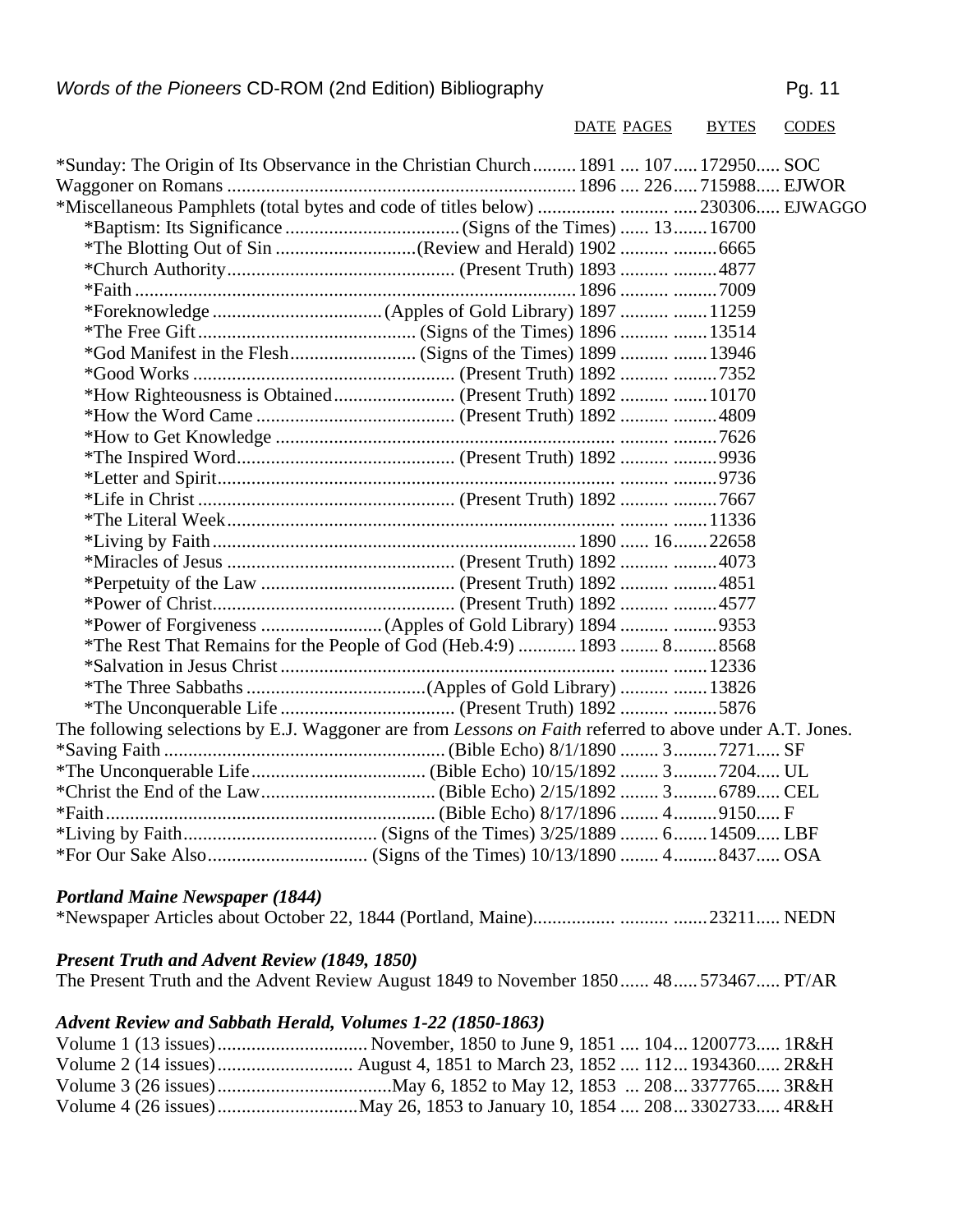| | DATE | PAGES | BYTES | CODES |
|---|---|---|---|---|
| *Sunday: The Origin of Its Observance in the Christian Church | 1891 | 107 | 172950 | SOC |
| Waggoner on Romans | 1896 | 226 | 715988 | EJWOR |
| *Miscellaneous Pamphlets (total bytes and code of titles below) | | | 230306 | EJWAGGO |
| *Baptism: Its Significance (Signs of the Times) | | 13 | 16700 | |
| *The Blotting Out of Sin (Review and Herald) | 1902 | | 6665 | |
| *Church Authority (Present Truth) | 1893 | | 4877 | |
| *Faith | 1896 | | 7009 | |
| *Foreknowledge (Apples of Gold Library) | 1897 | | 11259 | |
| *The Free Gift (Signs of the Times) | 1896 | | 13514 | |
| *God Manifest in the Flesh (Signs of the Times) | 1899 | | 13946 | |
| *Good Works (Present Truth) | 1892 | | 7352 | |
| *How Righteousness is Obtained (Present Truth) | 1892 | | 10170 | |
| *How the Word Came (Present Truth) | 1892 | | 4809 | |
| *How to Get Knowledge | | | 7626 | |
| *The Inspired Word (Present Truth) | 1892 | | 9936 | |
| *Letter and Spirit | | | 9736 | |
| *Life in Christ (Present Truth) | 1892 | | 7667 | |
| *The Literal Week | | | 11336 | |
| *Living by Faith | 1890 | 16 | 22658 | |
| *Miracles of Jesus (Present Truth) | 1892 | | 4073 | |
| *Perpetuity of the Law (Present Truth) | 1892 | | 4851 | |
| *Power of Christ (Present Truth) | 1892 | | 4577 | |
| *Power of Forgiveness (Apples of Gold Library) | 1894 | | 9353 | |
| *The Rest That Remains for the People of God (Heb.4:9) | 1893 | 8 | 8568 | |
| *Salvation in Jesus Christ | | | 12336 | |
| *The Three Sabbaths (Apples of Gold Library) | | | 13826 | |
| *The Unconquerable Life (Present Truth) | 1892 | | 5876 | |

The following selections by E.J. Waggoner are from *Lessons on Faith* referred to above under A.T. Jones.

| | DATE | PAGES | BYTES | CODES |
|---|---|---|---|---|
| *Saving Faith (Bible Echo) | 8/1/1890 | 3 | 7271 | SF |
| *The Unconquerable Life (Bible Echo) | 10/15/1892 | 3 | 7204 | UL |
| *Christ the End of the Law (Bible Echo) | 2/15/1892 | 3 | 6789 | CEL |
| *Faith (Bible Echo) | 8/17/1896 | 4 | 9150 | F |
| *Living by Faith (Signs of the Times) | 3/25/1889 | 6 | 14509 | LBF |
| *For Our Sake Also (Signs of the Times) | 10/13/1890 | 4 | 8437 | OSA |

### *Portland Maine Newspaper (1844)*

| | DATE | PAGES | BYTES | CODES |
|---|---|---|---|---|
| *Newspaper Articles about October 22, 1844 (Portland, Maine) | | | 23211 | NEDN |

### *Present Truth and Advent Review (1849, 1850)*

| | DATE | PAGES | BYTES | CODES |
|---|---|---|---|---|
| The Present Truth and the Advent Review August 1849 to November 1850 | | 48 | 573467 | PT/AR |

### *Advent Review and Sabbath Herald, Volumes 1-22 (1850-1863)*

| | DATE | PAGES | BYTES | CODES |
|---|---|---|---|---|
| Volume 1 (13 issues) | November, 1850 to June 9, 1851 | 104 | 1200773 | 1R&H |
| Volume 2 (14 issues) | August 4, 1851 to March 23, 1852 | 112 | 1934360 | 2R&H |
| Volume 3 (26 issues) | May 6, 1852 to May 12, 1853 | 208 | 3377765 | 3R&H |
| Volume 4 (26 issues) | May 26, 1853 to January 10, 1854 | 208 | 3302733 | 4R&H |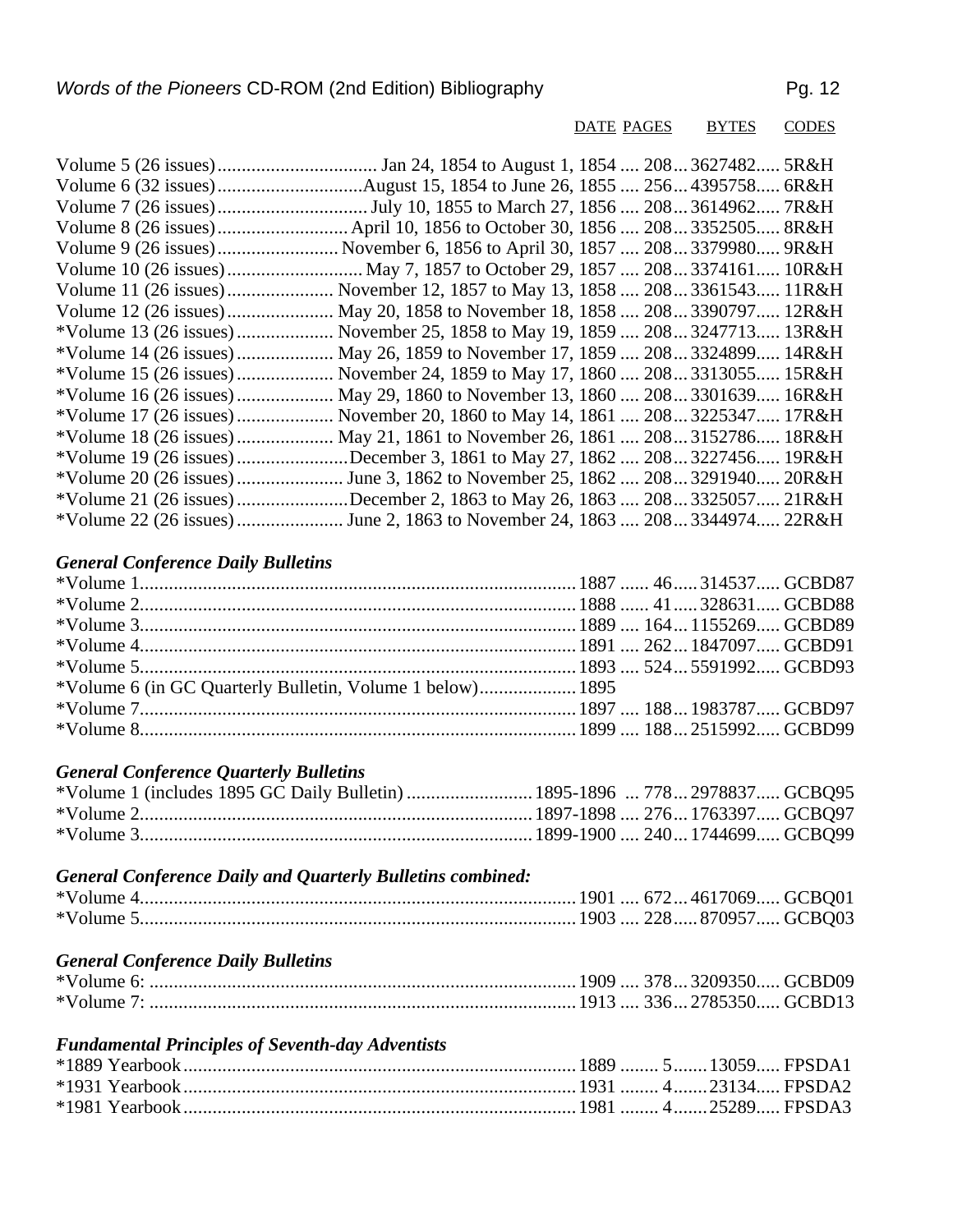| | DATE | PAGES | BYTES | CODES |
|---|---|---|---|---|
| Volume 5 (26 issues) | Jan 24, 1854 to August 1, 1854 | 208 | 3627482 | 5R&H |
| Volume 6 (32 issues) | August 15, 1854 to June 26, 1855 | 256 | 4395758 | 6R&H |
| Volume 7 (26 issues) | July 10, 1855 to March 27, 1856 | 208 | 3614962 | 7R&H |
| Volume 8 (26 issues) | April 10, 1856 to October 30, 1856 | 208 | 3352505 | 8R&H |
| Volume 9 (26 issues) | November 6, 1856 to April 30, 1857 | 208 | 3379980 | 9R&H |
| Volume 10 (26 issues) | May 7, 1857 to October 29, 1857 | 208 | 3374161 | 10R&H |
| Volume 11 (26 issues) | November 12, 1857 to May 13, 1858 | 208 | 3361543 | 11R&H |
| Volume 12 (26 issues) | May 20, 1858 to November 18, 1858 | 208 | 3390797 | 12R&H |
| *Volume 13 (26 issues) | November 25, 1858 to May 19, 1859 | 208 | 3247713 | 13R&H |
| *Volume 14 (26 issues) | May 26, 1859 to November 17, 1859 | 208 | 3324899 | 14R&H |
| *Volume 15 (26 issues) | November 24, 1859 to May 17, 1860 | 208 | 3313055 | 15R&H |
| *Volume 16 (26 issues) | May 29, 1860 to November 13, 1860 | 208 | 3301639 | 16R&H |
| *Volume 17 (26 issues) | November 20, 1860 to May 14, 1861 | 208 | 3225347 | 17R&H |
| *Volume 18 (26 issues) | May 21, 1861 to November 26, 1861 | 208 | 3152786 | 18R&H |
| *Volume 19 (26 issues) | December 3, 1861 to May 27, 1862 | 208 | 3227456 | 19R&H |
| *Volume 20 (26 issues) | June 3, 1862 to November 25, 1862 | 208 | 3291940 | 20R&H |
| *Volume 21 (26 issues) | December 2, 1863 to May 26, 1863 | 208 | 3325057 | 21R&H |
| *Volume 22 (26 issues) | June 2, 1863 to November 24, 1863 | 208 | 3344974 | 22R&H |

### *General Conference Daily Bulletins*

| | DATE | PAGES | BYTES | CODES |
|---|---|---|---|---|
| *Volume 1 | 1887 | 46 | 314537 | GCBD87 |
| *Volume 2 | 1888 | 41 | 328631 | GCBD88 |
| *Volume 3 | 1889 | 164 | 1155269 | GCBD89 |
| *Volume 4 | 1891 | 262 | 1847097 | GCBD91 |
| *Volume 5 | 1893 | 524 | 5591992 | GCBD93 |
| *Volume 6 (in GC Quarterly Bulletin, Volume 1 below) | 1895 | | | |
| *Volume 7 | 1897 | 188 | 1983787 | GCBD97 |
| *Volume 8 | 1899 | 188 | 2515992 | GCBD99 |

### *General Conference Quarterly Bulletins*

| | DATE | PAGES | BYTES | CODES |
|---|---|---|---|---|
| *Volume 1 (includes 1895 GC Daily Bulletin) | 1895-1896 | 778 | 2978837 | GCBQ95 |
| *Volume 2 | 1897-1898 | 276 | 1763397 | GCBQ97 |
| *Volume 3 | 1899-1900 | 240 | 1744699 | GCBQ99 |

### *General Conference Daily and Quarterly Bulletins combined:*

| | DATE | PAGES | BYTES | CODES |
|---|---|---|---|---|
| *Volume 4 | 1901 | 672 | 4617069 | GCBQ01 |
| *Volume 5 | 1903 | 228 | 870957 | GCBQ03 |

### *General Conference Daily Bulletins*

| | DATE | PAGES | BYTES | CODES |
|---|---|---|---|---|
| *Volume 6: | 1909 | 378 | 3209350 | GCBD09 |
| *Volume 7: | 1913 | 336 | 2785350 | GCBD13 |

### *Fundamental Principles of Seventh-day Adventists*

| | DATE | PAGES | BYTES | CODES |
|---|---|---|---|---|
| *1889 Yearbook | 1889 | 5 | 13059 | FPSDA1 |
| *1931 Yearbook | 1931 | 4 | 23134 | FPSDA2 |
| *1981 Yearbook | 1981 | 4 | 25289 | FPSDA3 |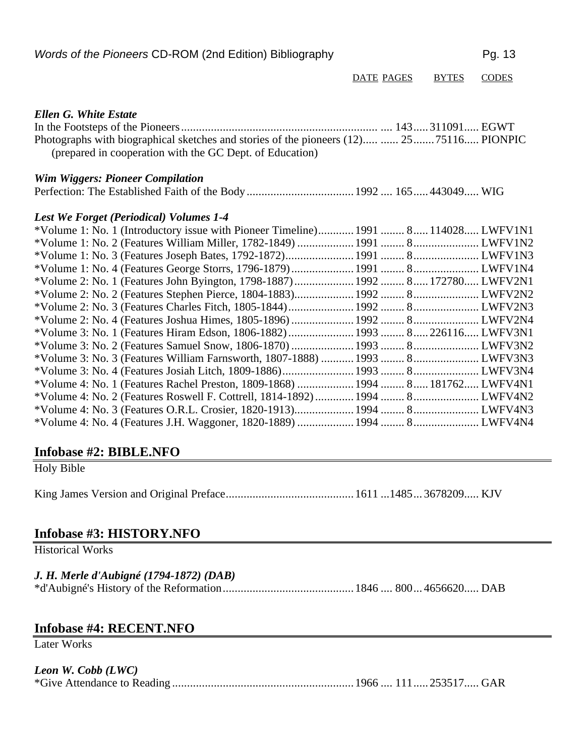| | DATE | PAGES | BYTES | CODES |
|---|---|---|---|---|
| ***Ellen G. White Estate*** | | | | |
| In the Footsteps of the Pioneers | | 143 | 311091 | EGWT |
| Photographs with biographical sketches and stories of the pioneers (12) (prepared in cooperation with the GC Dept. of Education) | | 25 | 75116 | PIONPIC |
| ***Wim Wiggers: Pioneer Compilation*** | | | | |
| Perfection: The Established Faith of the Body | 1992 | 165 | 443049 | WIG |
| ***Lest We Forget (Periodical) Volumes 1-4*** | | | | |
| *Volume 1: No. 1 (Introductory issue with Pioneer Timeline) | 1991 | 8 | 114028 | LWFV1N1 |
| *Volume 1: No. 2 (Features William Miller, 1782-1849) | 1991 | 8 | | LWFV1N2 |
| *Volume 1: No. 3 (Features Joseph Bates, 1792-1872) | 1991 | 8 | | LWFV1N3 |
| *Volume 1: No. 4 (Features George Storrs, 1796-1879) | 1991 | 8 | | LWFV1N4 |
| *Volume 2: No. 1 (Features John Byington, 1798-1887) | 1992 | 8 | 172780 | LWFV2N1 |
| *Volume 2: No. 2 (Features Stephen Pierce, 1804-1883) | 1992 | 8 | | LWFV2N2 |
| *Volume 2: No. 3 (Features Charles Fitch, 1805-1844) | 1992 | 8 | | LWFV2N3 |
| *Volume 2: No. 4 (Features Joshua Himes, 1805-1896) | 1992 | 8 | | LWFV2N4 |
| *Volume 3: No. 1 (Features Hiram Edson, 1806-1882) | 1993 | 8 | 226116 | LWFV3N1 |
| *Volume 3: No. 2 (Features Samuel Snow, 1806-1870) | 1993 | 8 | | LWFV3N2 |
| *Volume 3: No. 3 (Features William Farnsworth, 1807-1888) | 1993 | 8 | | LWFV3N3 |
| *Volume 3: No. 4 (Features Josiah Litch, 1809-1886) | 1993 | 8 | | LWFV3N4 |
| *Volume 4: No. 1 (Features Rachel Preston, 1809-1868) | 1994 | 8 | 181762 | LWFV4N1 |
| *Volume 4: No. 2 (Features Roswell F. Cottrell, 1814-1892) | 1994 | 8 | | LWFV4N2 |
| *Volume 4: No. 3 (Features O.R.L. Crosier, 1820-1913) | 1994 | 8 | | LWFV4N3 |
| *Volume 4: No. 4 (Features J.H. Waggoner, 1820-1889) | 1994 | 8 | | LWFV4N4 |

## Infobase #2: BIBLE.NFO

Holy Bible

| | DATE | PAGES | BYTES | CODES |
|---|---|---|---|---|
| King James Version and Original Preface | 1611 | 1485 | 3678209 | KJV |

## Infobase #3: HISTORY.NFO

Historical Works

| | DATE | PAGES | BYTES | CODES |
|---|---|---|---|---|
| ***J. H. Merle d'Aubigné (1794-1872) (DAB)*** | | | | |
| *d'Aubigné's History of the Reformation | 1846 | 800 | 4656620 | DAB |

## Infobase #4: RECENT.NFO

Later Works

| | DATE | PAGES | BYTES | CODES |
|---|---|---|---|---|
| ***Leon W. Cobb (LWC)*** | | | | |
| *Give Attendance to Reading | 1966 | 111 | 253517 | GAR |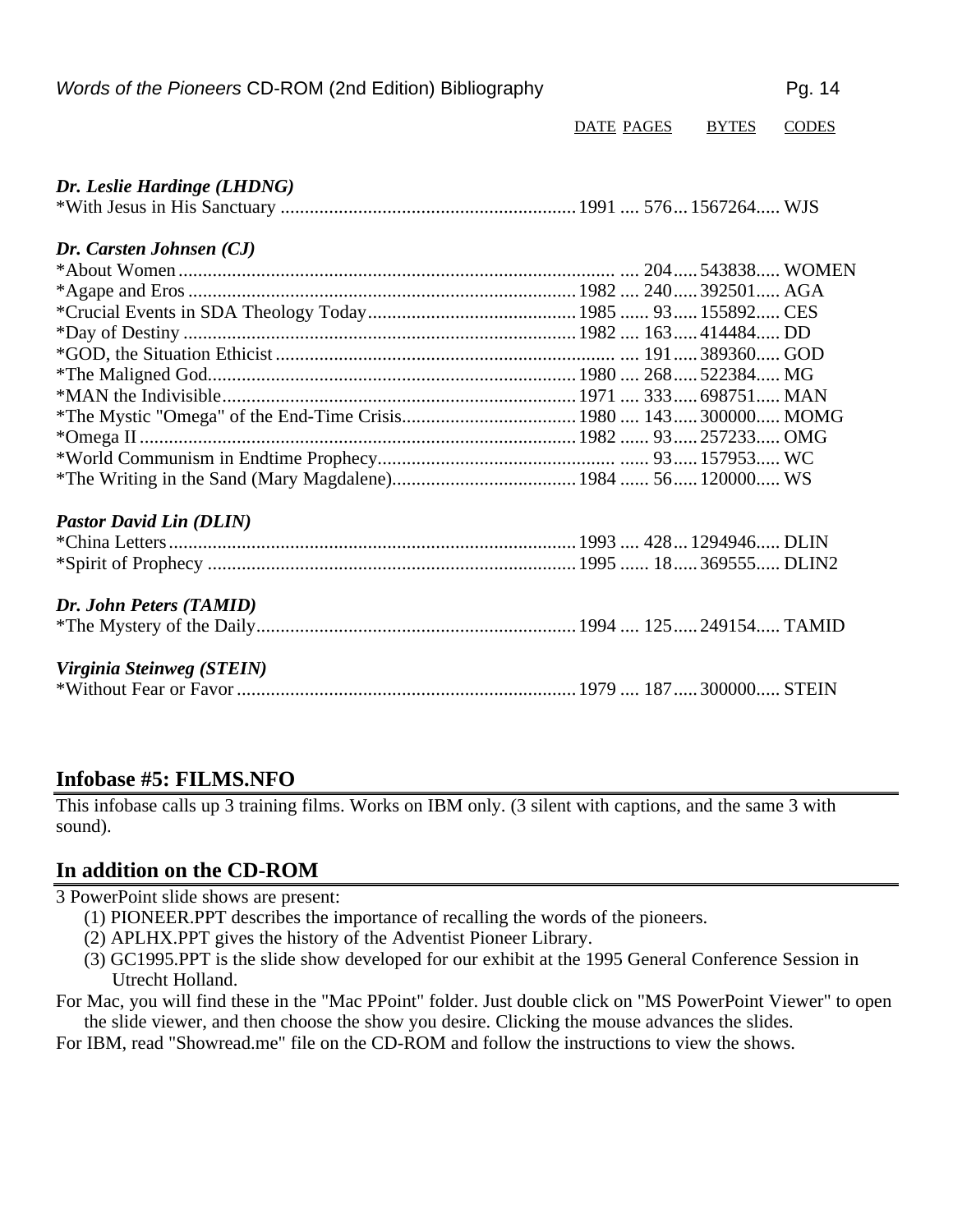| | DATE | PAGES | BYTES | CODES |
|---|---|---|---|---|
| ***Dr. Leslie Hardinge (LHDNG)*** | | | | |
| *With Jesus in His Sanctuary | 1991 | 576 | 1567264 | WJS |
| ***Dr. Carsten Johnsen (CJ)*** | | | | |
| *About Women | | 204 | 543838 | WOMEN |
| *Agape and Eros | 1982 | 240 | 392501 | AGA |
| *Crucial Events in SDA Theology Today | 1985 | 93 | 155892 | CES |
| *Day of Destiny | 1982 | 163 | 414484 | DD |
| *GOD, the Situation Ethicist | | 191 | 389360 | GOD |
| *The Maligned God | 1980 | 268 | 522384 | MG |
| *MAN the Indivisible | 1971 | 333 | 698751 | MAN |
| *The Mystic "Omega" of the End-Time Crisis | 1980 | 143 | 300000 | MOMG |
| *Omega II | 1982 | 93 | 257233 | OMG |
| *World Communism in Endtime Prophecy | | 93 | 157953 | WC |
| *The Writing in the Sand (Mary Magdalene) | 1984 | 56 | 120000 | WS |
| ***Pastor David Lin (DLIN)*** | | | | |
| *China Letters | 1993 | 428 | 1294946 | DLIN |
| *Spirit of Prophecy | 1995 | 18 | 369555 | DLIN2 |
| ***Dr. John Peters (TAMID)*** | | | | |
| *The Mystery of the Daily | 1994 | 125 | 249154 | TAMID |
| ***Virginia Steinweg (STEIN)*** | | | | |
| *Without Fear or Favor | 1979 | 187 | 300000 | STEIN |

## Infobase #5: FILMS.NFO

This infobase calls up 3 training films. Works on IBM only. (3 silent with captions, and the same 3 with sound).

## In addition on the CD-ROM

3 PowerPoint slide shows are present:

(1) PIONEER.PPT describes the importance of recalling the words of the pioneers.
(2) APLHX.PPT gives the history of the Adventist Pioneer Library.
(3) GC1995.PPT is the slide show developed for our exhibit at the 1995 General Conference Session in Utrecht Holland.

For Mac, you will find these in the "Mac PPoint" folder. Just double click on "MS PowerPoint Viewer" to open the slide viewer, and then choose the show you desire. Clicking the mouse advances the slides.

For IBM, read "Showread.me" file on the CD-ROM and follow the instructions to view the shows.